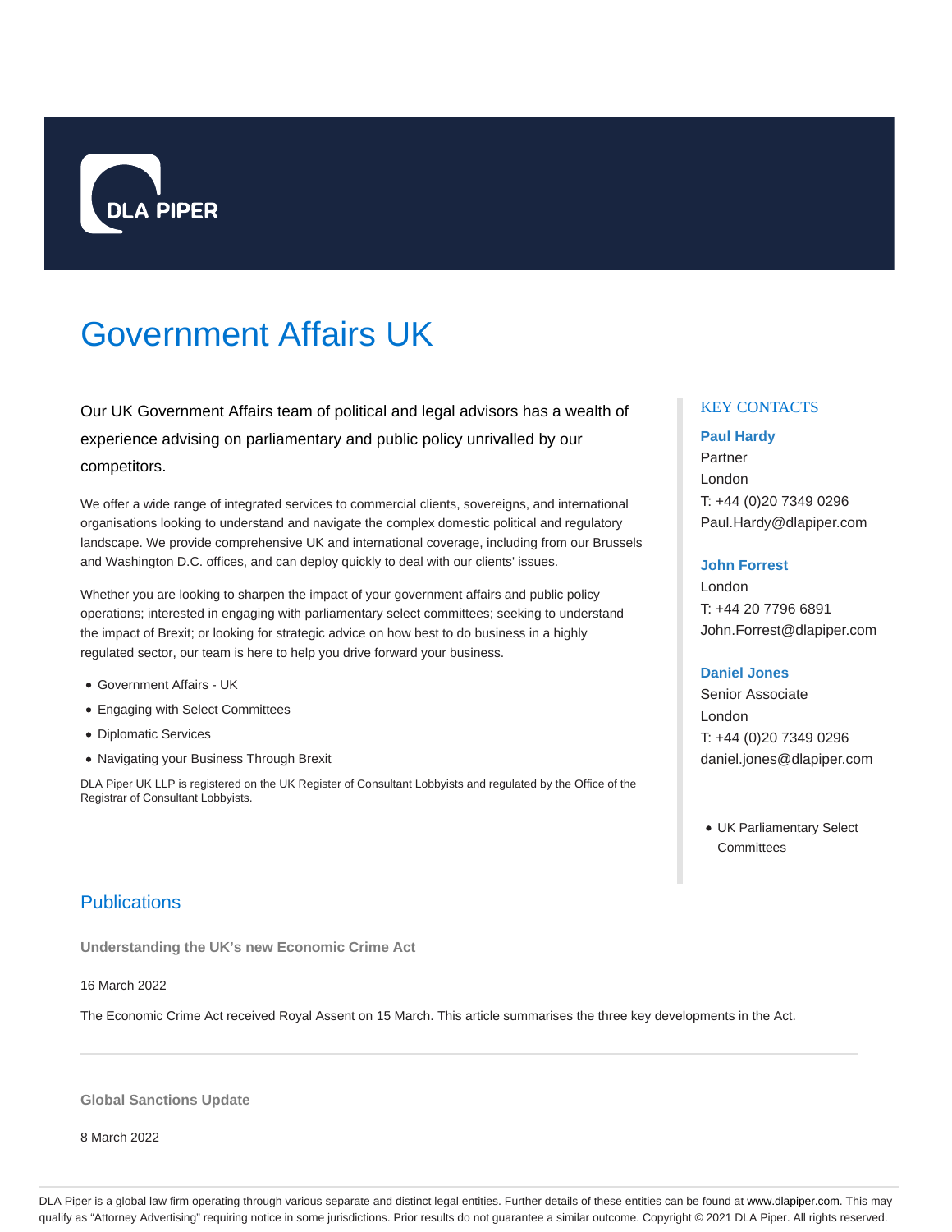DLA PIPER

# Government Affairs UK

Our UK Government Affairs team of political and legal advisors has a wealth of experience advising on parliamentary and public policy unrivalled by our competitors.

We offer a wide range of integrated services to commercial clients, sovereigns, and international organisations looking to understand and navigate the complex domestic political and regulatory landscape. We provide comprehensive UK and international coverage, including from our Brussels and Washington D.C. offices, and can deploy quickly to deal with our clients' issues.

Whether you are looking to sharpen the impact of your government affairs and public policy operations; interested in engaging with parliamentary select committees; seeking to understand the impact of Brexit; or looking for strategic advice on how best to do business in a highly regulated sector, our team is here to help you drive forward your business.

- Government Affairs - UK
- Engaging with Select Committees
- Diplomatic Services
- Navigating your Business Through Brexit

DLA Piper UK LLP is registered on the UK Register of Consultant Lobbyists and regulated by the Office of the Registrar of Consultant Lobbyists.

## KEY CONTACTS

**Paul Hardy**
Partner
London
T: +44 (0)20 7349 0296
Paul.Hardy@dlapiper.com

**John Forrest**
London
T: +44 20 7796 6891
John.Forrest@dlapiper.com

**Daniel Jones**
Senior Associate
London
T: +44 (0)20 7349 0296
daniel.jones@dlapiper.com

- UK Parliamentary Select Committees

## Publications

### Understanding the UK's new Economic Crime Act

16 March 2022

The Economic Crime Act received Royal Assent on 15 March. This article summarises the three key developments in the Act.

### Global Sanctions Update

8 March 2022

DLA Piper is a global law firm operating through various separate and distinct legal entities. Further details of these entities can be found at www.dlapiper.com. This may qualify as "Attorney Advertising" requiring notice in some jurisdictions. Prior results do not guarantee a similar outcome. Copyright © 2021 DLA Piper. All rights reserved.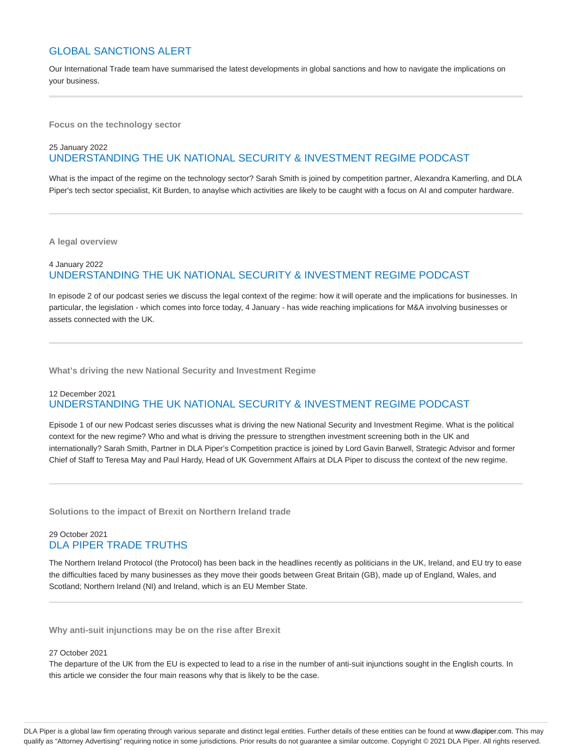## GLOBAL SANCTIONS ALERT

Our International Trade team have summarised the latest developments in global sanctions and how to navigate the implications on your business.

---

**Focus on the technology sector**

25 January 2022

### UNDERSTANDING THE UK NATIONAL SECURITY & INVESTMENT REGIME PODCAST

What is the impact of the regime on the technology sector? Sarah Smith is joined by competition partner, Alexandra Kamerling, and DLA Piper's tech sector specialist, Kit Burden, to anaylse which activities are likely to be caught with a focus on AI and computer hardware.

---

**A legal overview**

4 January 2022

### UNDERSTANDING THE UK NATIONAL SECURITY & INVESTMENT REGIME PODCAST

In episode 2 of our podcast series we discuss the legal context of the regime: how it will operate and the implications for businesses. In particular, the legislation - which comes into force today, 4 January - has wide reaching implications for M&A involving businesses or assets connected with the UK.

---

**What's driving the new National Security and Investment Regime**

12 December 2021

### UNDERSTANDING THE UK NATIONAL SECURITY & INVESTMENT REGIME PODCAST

Episode 1 of our new Podcast series discusses what is driving the new National Security and Investment Regime. What is the political context for the new regime? Who and what is driving the pressure to strengthen investment screening both in the UK and internationally? Sarah Smith, Partner in DLA Piper's Competition practice is joined by Lord Gavin Barwell, Strategic Advisor and former Chief of Staff to Teresa May and Paul Hardy, Head of UK Government Affairs at DLA Piper to discuss the context of the new regime.

---

**Solutions to the impact of Brexit on Northern Ireland trade**

29 October 2021

### DLA PIPER TRADE TRUTHS

The Northern Ireland Protocol (the Protocol) has been back in the headlines recently as politicians in the UK, Ireland, and EU try to ease the difficulties faced by many businesses as they move their goods between Great Britain (GB), made up of England, Wales, and Scotland; Northern Ireland (NI) and Ireland, which is an EU Member State.

---

**Why anti-suit injunctions may be on the rise after Brexit**

27 October 2021

The departure of the UK from the EU is expected to lead to a rise in the number of anti-suit injunctions sought in the English courts. In this article we consider the four main reasons why that is likely to be the case.

DLA Piper is a global law firm operating through various separate and distinct legal entities. Further details of these entities can be found at www.dlapiper.com. This may qualify as "Attorney Advertising" requiring notice in some jurisdictions. Prior results do not guarantee a similar outcome. Copyright © 2021 DLA Piper. All rights reserved.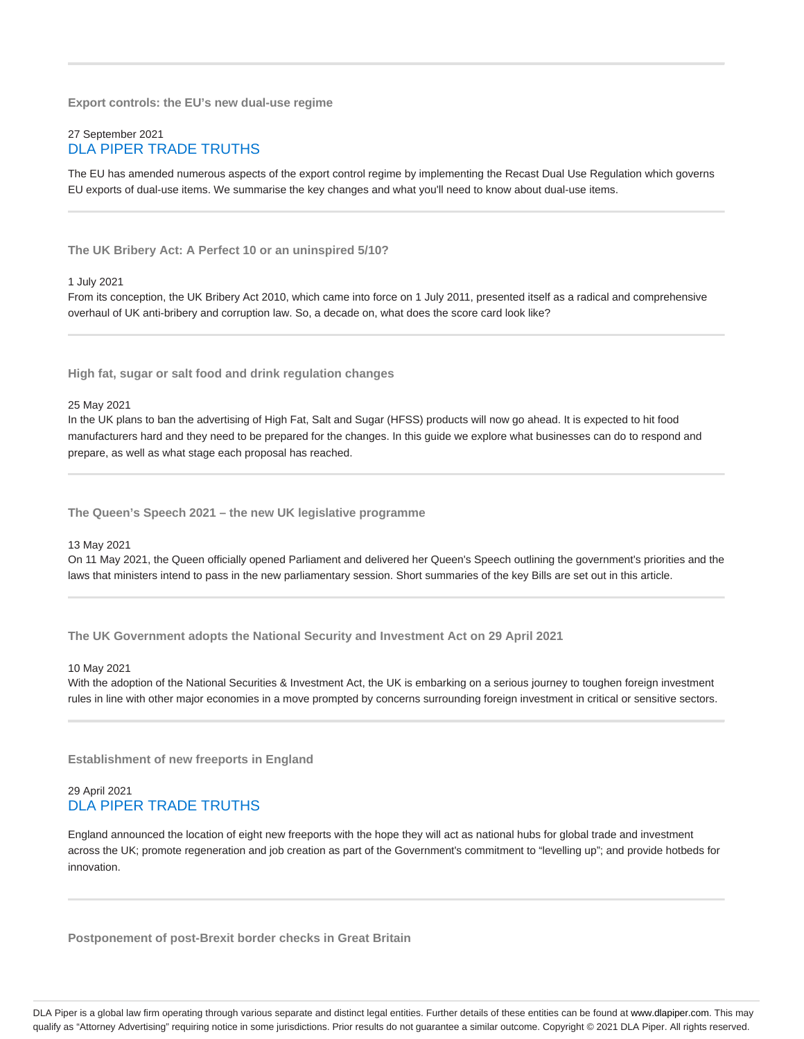### Export controls: the EU's new dual-use regime

27 September 2021

DLA PIPER TRADE TRUTHS

The EU has amended numerous aspects of the export control regime by implementing the Recast Dual Use Regulation which governs EU exports of dual-use items. We summarise the key changes and what you'll need to know about dual-use items.

---

### The UK Bribery Act: A Perfect 10 or an uninspired 5/10?

1 July 2021

From its conception, the UK Bribery Act 2010, which came into force on 1 July 2011, presented itself as a radical and comprehensive overhaul of UK anti-bribery and corruption law. So, a decade on, what does the score card look like?

---

### High fat, sugar or salt food and drink regulation changes

25 May 2021

In the UK plans to ban the advertising of High Fat, Salt and Sugar (HFSS) products will now go ahead. It is expected to hit food manufacturers hard and they need to be prepared for the changes. In this guide we explore what businesses can do to respond and prepare, as well as what stage each proposal has reached.

---

### The Queen's Speech 2021 – the new UK legislative programme

13 May 2021

On 11 May 2021, the Queen officially opened Parliament and delivered her Queen's Speech outlining the government's priorities and the laws that ministers intend to pass in the new parliamentary session. Short summaries of the key Bills are set out in this article.

---

### The UK Government adopts the National Security and Investment Act on 29 April 2021

10 May 2021

With the adoption of the National Securities & Investment Act, the UK is embarking on a serious journey to toughen foreign investment rules in line with other major economies in a move prompted by concerns surrounding foreign investment in critical or sensitive sectors.

---

### Establishment of new freeports in England

29 April 2021

DLA PIPER TRADE TRUTHS

England announced the location of eight new freeports with the hope they will act as national hubs for global trade and investment across the UK; promote regeneration and job creation as part of the Government's commitment to "levelling up"; and provide hotbeds for innovation.

---

### Postponement of post-Brexit border checks in Great Britain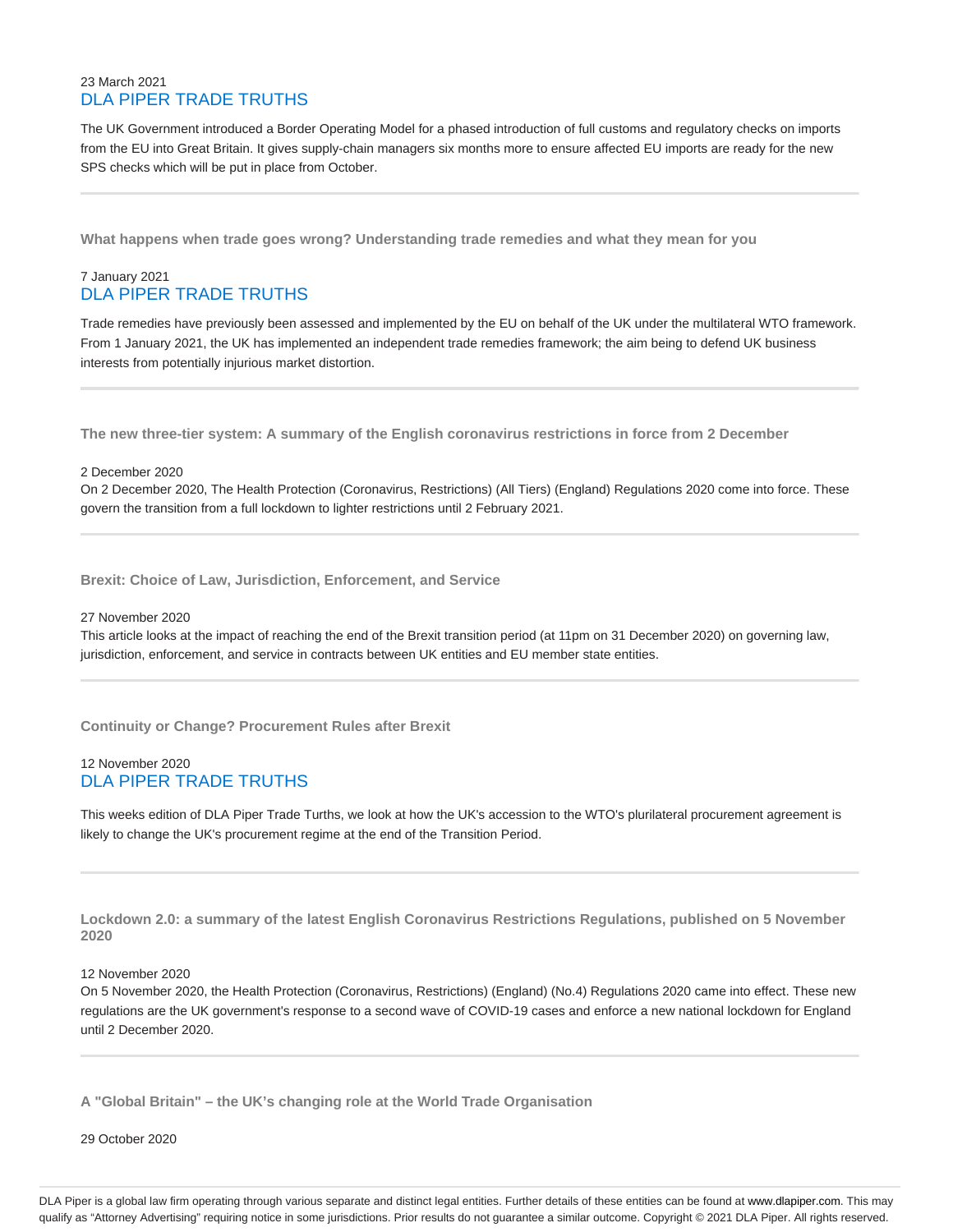23 March 2021
DLA PIPER TRADE TRUTHS

The UK Government introduced a Border Operating Model for a phased introduction of full customs and regulatory checks on imports from the EU into Great Britain. It gives supply-chain managers six months more to ensure affected EU imports are ready for the new SPS checks which will be put in place from October.

---

**What happens when trade goes wrong? Understanding trade remedies and what they mean for you**

7 January 2021
DLA PIPER TRADE TRUTHS

Trade remedies have previously been assessed and implemented by the EU on behalf of the UK under the multilateral WTO framework. From 1 January 2021, the UK has implemented an independent trade remedies framework; the aim being to defend UK business interests from potentially injurious market distortion.

---

**The new three-tier system: A summary of the English coronavirus restrictions in force from 2 December**

2 December 2020
On 2 December 2020, The Health Protection (Coronavirus, Restrictions) (All Tiers) (England) Regulations 2020 come into force. These govern the transition from a full lockdown to lighter restrictions until 2 February 2021.

---

**Brexit: Choice of Law, Jurisdiction, Enforcement, and Service**

27 November 2020
This article looks at the impact of reaching the end of the Brexit transition period (at 11pm on 31 December 2020) on governing law, jurisdiction, enforcement, and service in contracts between UK entities and EU member state entities.

---

**Continuity or Change? Procurement Rules after Brexit**

12 November 2020
DLA PIPER TRADE TRUTHS

This weeks edition of DLA Piper Trade Turths, we look at how the UK's accession to the WTO's plurilateral procurement agreement is likely to change the UK's procurement regime at the end of the Transition Period.

---

**Lockdown 2.0: a summary of the latest English Coronavirus Restrictions Regulations, published on 5 November 2020**

12 November 2020
On 5 November 2020, the Health Protection (Coronavirus, Restrictions) (England) (No.4) Regulations 2020 came into effect. These new regulations are the UK government's response to a second wave of COVID-19 cases and enforce a new national lockdown for England until 2 December 2020.

---

**A "Global Britain" – the UK's changing role at the World Trade Organisation**

29 October 2020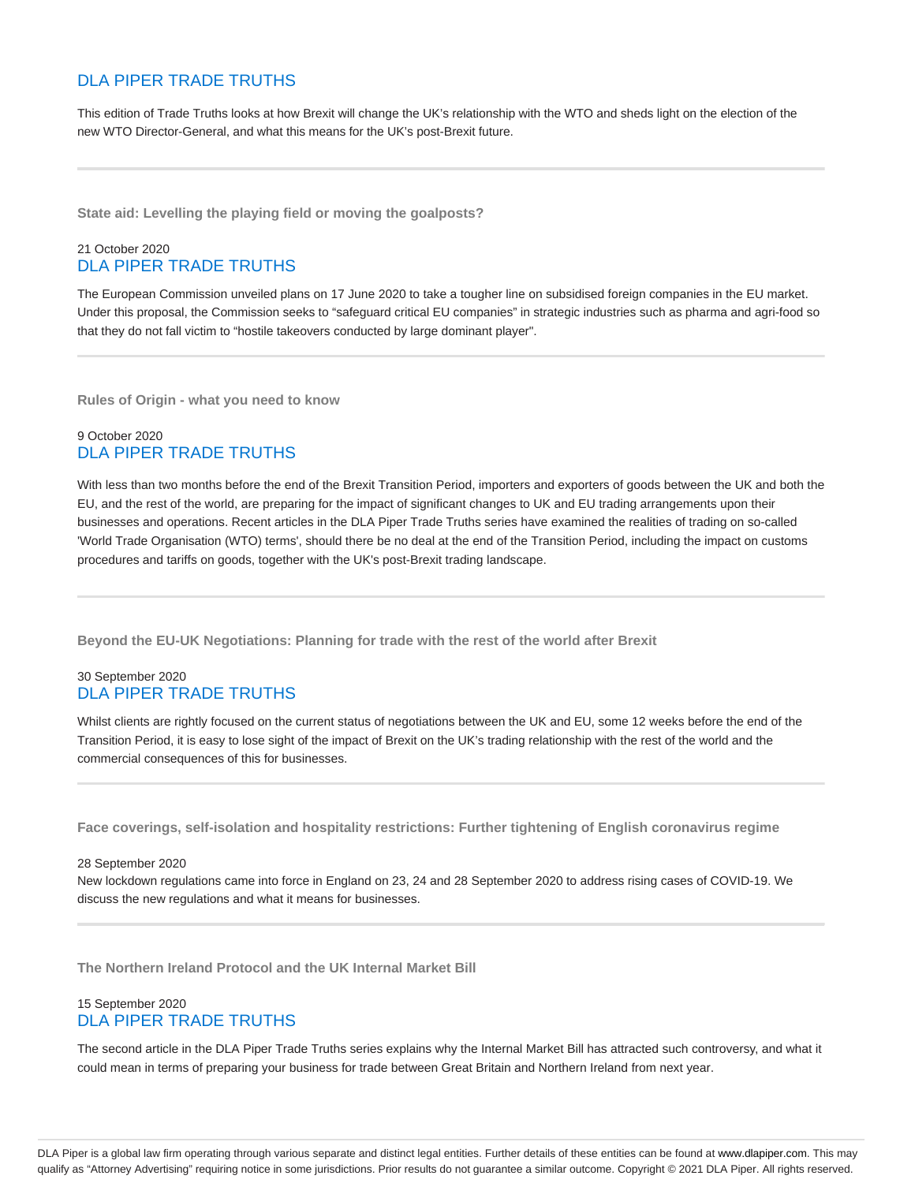DLA PIPER TRADE TRUTHS

This edition of Trade Truths looks at how Brexit will change the UK's relationship with the WTO and sheds light on the election of the new WTO Director-General, and what this means for the UK's post-Brexit future.

---

**State aid: Levelling the playing field or moving the goalposts?**

21 October 2020
DLA PIPER TRADE TRUTHS

The European Commission unveiled plans on 17 June 2020 to take a tougher line on subsidised foreign companies in the EU market. Under this proposal, the Commission seeks to "safeguard critical EU companies" in strategic industries such as pharma and agri-food so that they do not fall victim to "hostile takeovers conducted by large dominant player".

---

**Rules of Origin - what you need to know**

9 October 2020
DLA PIPER TRADE TRUTHS

With less than two months before the end of the Brexit Transition Period, importers and exporters of goods between the UK and both the EU, and the rest of the world, are preparing for the impact of significant changes to UK and EU trading arrangements upon their businesses and operations. Recent articles in the DLA Piper Trade Truths series have examined the realities of trading on so-called 'World Trade Organisation (WTO) terms', should there be no deal at the end of the Transition Period, including the impact on customs procedures and tariffs on goods, together with the UK's post-Brexit trading landscape.

---

**Beyond the EU-UK Negotiations: Planning for trade with the rest of the world after Brexit**

30 September 2020
DLA PIPER TRADE TRUTHS

Whilst clients are rightly focused on the current status of negotiations between the UK and EU, some 12 weeks before the end of the Transition Period, it is easy to lose sight of the impact of Brexit on the UK's trading relationship with the rest of the world and the commercial consequences of this for businesses.

---

**Face coverings, self-isolation and hospitality restrictions: Further tightening of English coronavirus regime**

28 September 2020
New lockdown regulations came into force in England on 23, 24 and 28 September 2020 to address rising cases of COVID-19. We discuss the new regulations and what it means for businesses.

---

**The Northern Ireland Protocol and the UK Internal Market Bill**

15 September 2020
DLA PIPER TRADE TRUTHS

The second article in the DLA Piper Trade Truths series explains why the Internal Market Bill has attracted such controversy, and what it could mean in terms of preparing your business for trade between Great Britain and Northern Ireland from next year.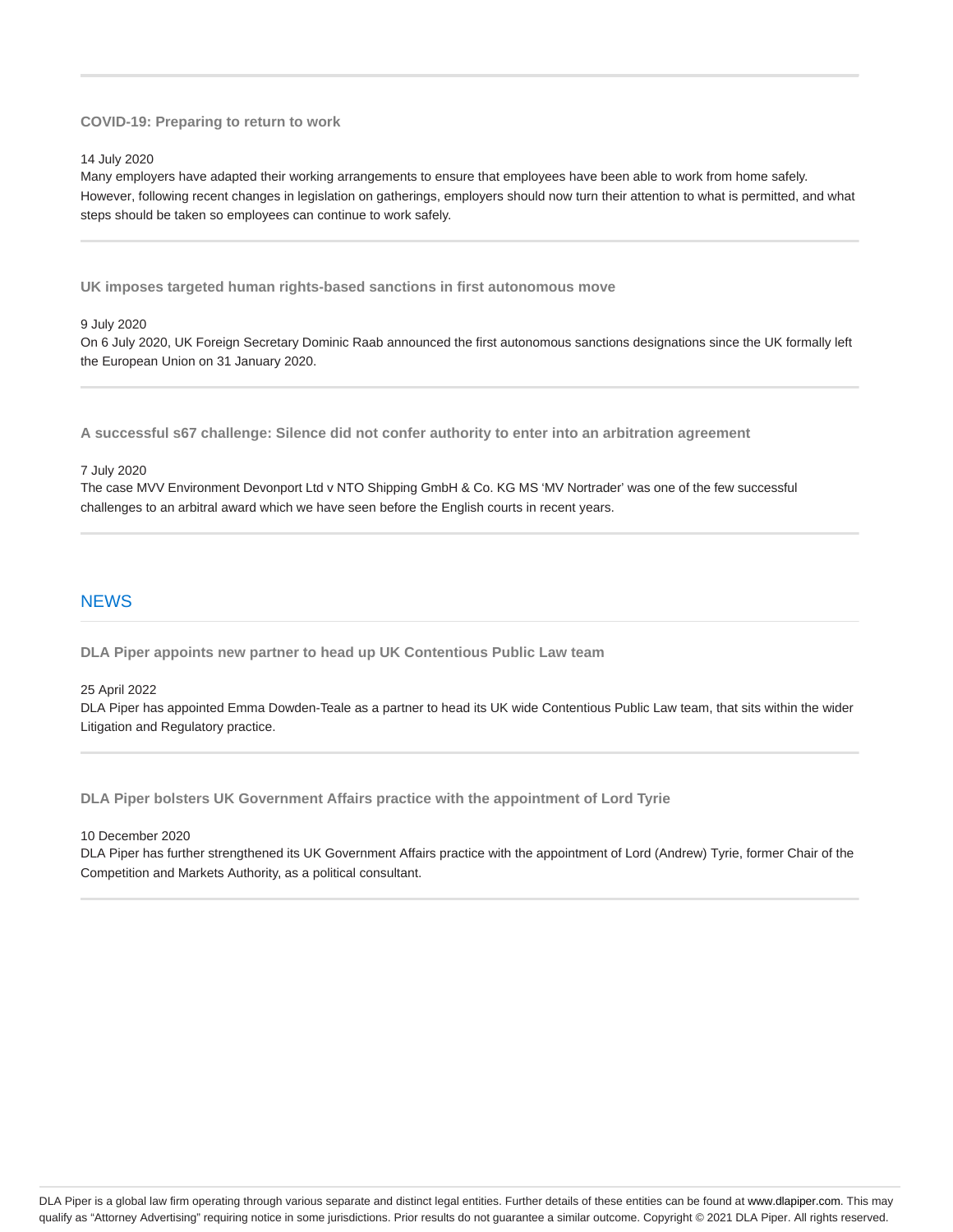**COVID-19: Preparing to return to work**

14 July 2020

Many employers have adapted their working arrangements to ensure that employees have been able to work from home safely. However, following recent changes in legislation on gatherings, employers should now turn their attention to what is permitted, and what steps should be taken so employees can continue to work safely.

**UK imposes targeted human rights-based sanctions in first autonomous move**

9 July 2020

On 6 July 2020, UK Foreign Secretary Dominic Raab announced the first autonomous sanctions designations since the UK formally left the European Union on 31 January 2020.

**A successful s67 challenge: Silence did not confer authority to enter into an arbitration agreement**

7 July 2020

The case MVV Environment Devonport Ltd v NTO Shipping GmbH & Co. KG MS 'MV Nortrader' was one of the few successful challenges to an arbitral award which we have seen before the English courts in recent years.

## NEWS

**DLA Piper appoints new partner to head up UK Contentious Public Law team**

25 April 2022

DLA Piper has appointed Emma Dowden-Teale as a partner to head its UK wide Contentious Public Law team, that sits within the wider Litigation and Regulatory practice.

**DLA Piper bolsters UK Government Affairs practice with the appointment of Lord Tyrie**

10 December 2020

DLA Piper has further strengthened its UK Government Affairs practice with the appointment of Lord (Andrew) Tyrie, former Chair of the Competition and Markets Authority, as a political consultant.